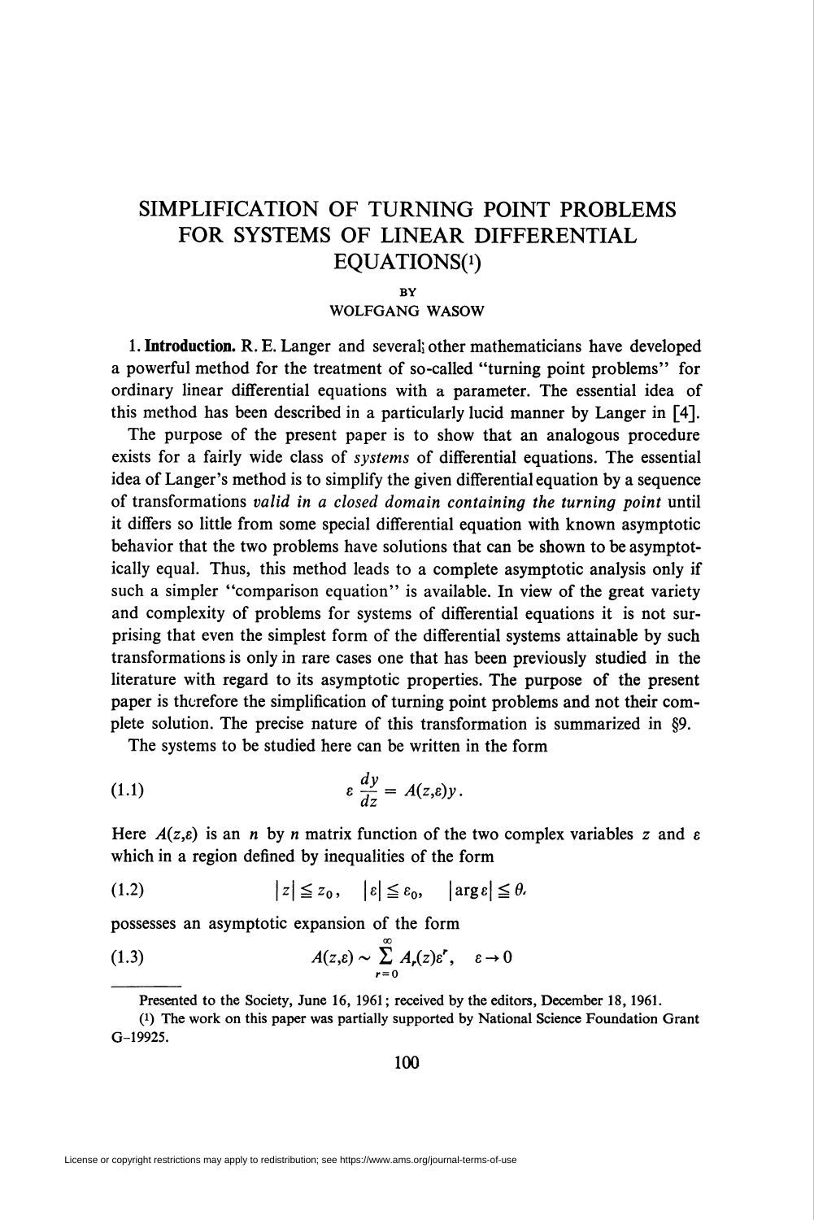# SIMPLIFICATION OF TURNING POINT PROBLEMS FOR SYSTEMS OF LINEAR DIFFERENTIAL EQUATIONS[1]

BY

WOLFGANG WASOW

**1. Introduction.** R. E. Langer and several other mathematicians have developed a powerful method for the treatment of so-called "turning point problems" for ordinary linear differential equations with a parameter. The essential idea of this method has been described in a particularly lucid manner by Langer in [4].

The purpose of the present paper is to show that an analogous procedure exists for a fairly wide class of *systems* of differential equations. The essential idea of Langer's method is to simplify the given differential equation by a sequence of transformations *valid in a closed domain containing the turning point* until it differs so little from some special differential equation with known asymptotic behavior that the two problems have solutions that can be shown to be asymptotically equal. Thus, this method leads to a complete asymptotic analysis only if such a simpler "comparison equation" is available. In view of the great variety and complexity of problems for systems of differential equations it is not surprising that even the simplest form of the differential systems attainable by such transformations is only in rare cases one that has been previously studied in the literature with regard to its asymptotic properties. The purpose of the present paper is therefore the simplification of turning point problems and not their complete solution. The precise nature of this transformation is summarized in §9.

The systems to be studied here can be written in the form

$$\varepsilon \frac{dy}{dz} = A(z,\varepsilon)y. \tag{1.1}$$

Here $A(z,\varepsilon)$ is an $n$ by $n$ matrix function of the two complex variables $z$ and $\varepsilon$ which in a region defined by inequalities of the form

$$|z| \leqq z_0, \quad |\varepsilon| \leqq \varepsilon_0, \quad |\arg \varepsilon| \leqq \theta, \tag{1.2}$$

possesses an asymptotic expansion of the form

$$A(z,\varepsilon) \sim \sum_{r=0}^{\infty} A_r(z)\varepsilon^r, \quad \varepsilon \to 0 \tag{1.3}$$

Presented to the Society, June 16, 1961; received by the editors, December 18, 1961.

[1] The work on this paper was partially supported by National Science Foundation Grant G-19925.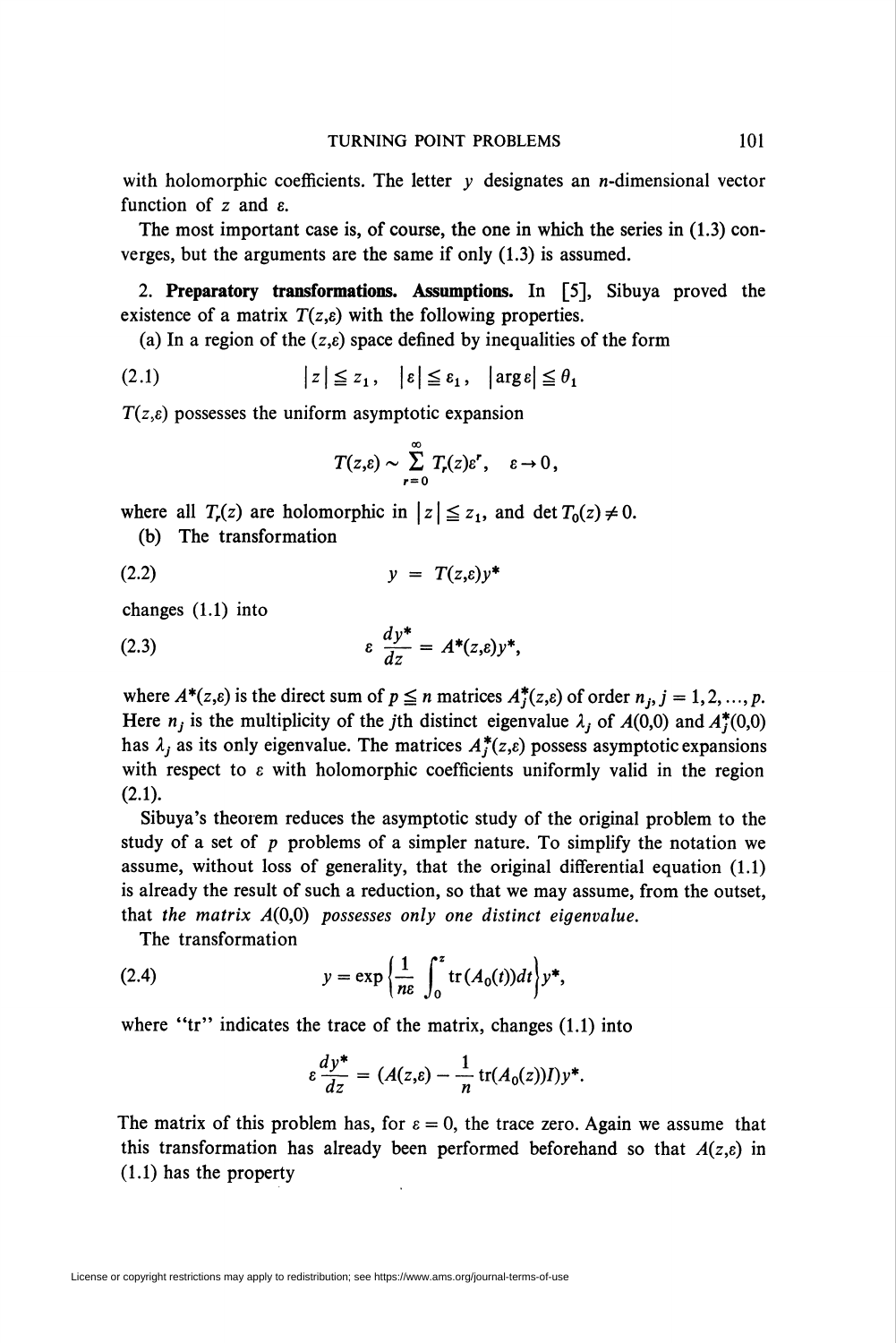with holomorphic coefficients. The letter $y$ designates an $n$-dimensional vector function of $z$ and $\varepsilon$.

The most important case is, of course, the one in which the series in (1.3) converges, but the arguments are the same if only (1.3) is assumed.

## 2. Preparatory transformations. Assumptions.

In [5], Sibuya proved the existence of a matrix $T(z,\varepsilon)$ with the following properties.

(a) In a region of the $(z,\varepsilon)$ space defined by inequalities of the form

$$|z| \leqq z_1, \quad |\varepsilon| \leqq \varepsilon_1, \quad |\arg \varepsilon| \leqq \theta_1 \tag{2.1}$$

$T(z,\varepsilon)$ possesses the uniform asymptotic expansion

$$T(z,\varepsilon) \sim \sum_{r=0}^{\infty} T_r(z)\varepsilon^r, \quad \varepsilon \to 0,$$

where all $T_r(z)$ are holomorphic in $|z| \leqq z_1$, and $\det T_0(z) \neq 0$.

(b) The transformation

$$y = T(z,\varepsilon)y^* \tag{2.2}$$

changes (1.1) into

$$\varepsilon \frac{dy^*}{dz} = A^*(z,\varepsilon)y^*, \tag{2.3}$$

where $A^*(z,\varepsilon)$ is the direct sum of $p \leqq n$ matrices $A_j^*(z,\varepsilon)$ of order $n_j$, $j = 1,2,\ldots,p$. Here $n_j$ is the multiplicity of the $j$th distinct eigenvalue $\lambda_j$ of $A(0,0)$ and $A_j^*(0,0)$ has $\lambda_j$ as its only eigenvalue. The matrices $A_j^*(z,\varepsilon)$ possess asymptotic expansions with respect to $\varepsilon$ with holomorphic coefficients uniformly valid in the region (2.1).

Sibuya's theorem reduces the asymptotic study of the original problem to the study of a set of $p$ problems of a simpler nature. To simplify the notation we assume, without loss of generality, that the original differential equation (1.1) is already the result of such a reduction, so that we may assume, from the outset, that *the matrix* $A(0,0)$ *possesses only one distinct eigenvalue.*

The transformation

$$y = \exp\left\{\frac{1}{n\varepsilon}\int_0^z \operatorname{tr}(A_0(t))dt\right\}y^*, \tag{2.4}$$

where "tr" indicates the trace of the matrix, changes (1.1) into

$$\varepsilon\frac{dy^*}{dz} = (A(z,\varepsilon) - \frac{1}{n}\operatorname{tr}(A_0(z))I)y^*.$$

The matrix of this problem has, for $\varepsilon = 0$, the trace zero. Again we assume that this transformation has already been performed beforehand so that $A(z,\varepsilon)$ in (1.1) has the property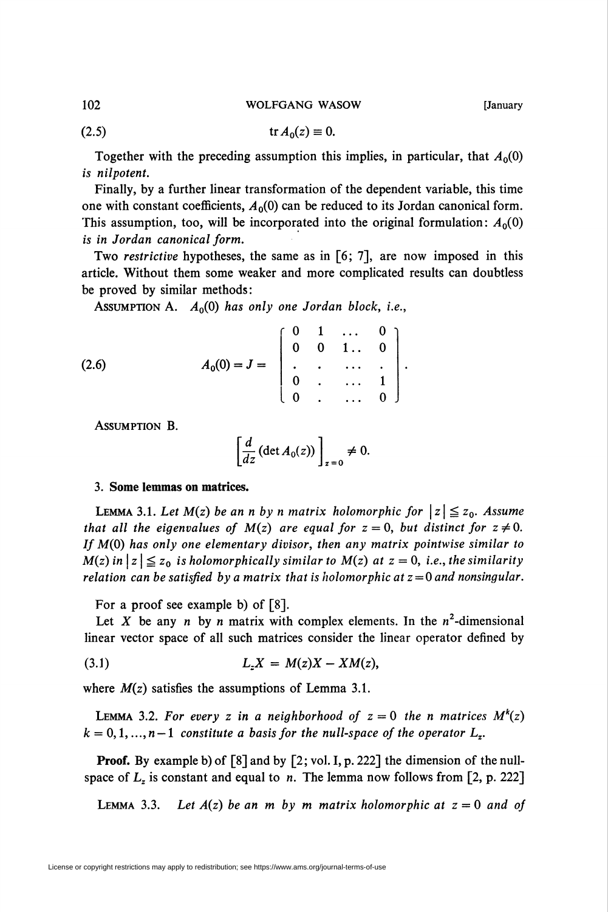$$(2.5) \qquad \operatorname{tr} A_0(z) \equiv 0.$$

Together with the preceding assumption this implies, in particular, that $A_0(0)$ *is nilpotent.*

Finally, by a further linear transformation of the dependent variable, this time one with constant coefficients, $A_0(0)$ can be reduced to its Jordan canonical form. This assumption, too, will be incorporated into the original formulation: $A_0(0)$ *is in Jordan canonical form.*

Two *restrictive* hypotheses, the same as in [6; 7], are now imposed in this article. Without them some weaker and more complicated results can doubtless be proved by similar methods:

ASSUMPTION A. *$A_0(0)$ has only one Jordan block, i.e.,*

$$(2.6) \qquad A_0(0) = J = \begin{bmatrix} 0 & 1 & \dots & 0 \\ 0 & 0 & 1.. & 0 \\ . & . & \dots & . \\ 0 & . & \dots & 1 \\ 0 & . & \dots & 0 \end{bmatrix}.$$

ASSUMPTION B.

$$\left[\frac{d}{dz}(\det A_0(z))\right]_{z=0} \neq 0.$$

## 3. Some lemmas on matrices.

LEMMA 3.1. *Let $M(z)$ be an $n$ by $n$ matrix holomorphic for $|z| \leqq z_0$. Assume that all the eigenvalues of $M(z)$ are equal for $z = 0$, but distinct for $z \neq 0$. If $M(0)$ has only one elementary divisor, then any matrix pointwise similar to $M(z)$ in $|z| \leqq z_0$ is holomorphically similar to $M(z)$ at $z = 0$, i.e., the similarity relation can be satisfied by a matrix that is holomorphic at $z = 0$ and nonsingular.*

For a proof see example b) of [8].

Let $X$ be any $n$ by $n$ matrix with complex elements. In the $n^2$-dimensional linear vector space of all such matrices consider the linear operator defined by

$$(3.1) \qquad L_z X = M(z)X - XM(z),$$

where $M(z)$ satisfies the assumptions of Lemma 3.1.

LEMMA 3.2. *For every $z$ in a neighborhood of $z = 0$ the $n$ matrices $M^k(z)$ $k = 0, 1, \dots, n-1$ constitute a basis for the null-space of the operator $L_z$.*

**Proof.** By example b) of [8] and by [2; vol. I, p. 222] the dimension of the null-space of $L_z$ is constant and equal to $n$. The lemma now follows from [2, p. 222]

LEMMA 3.3. *Let $A(z)$ be an $m$ by $m$ matrix holomorphic at $z = 0$ and of*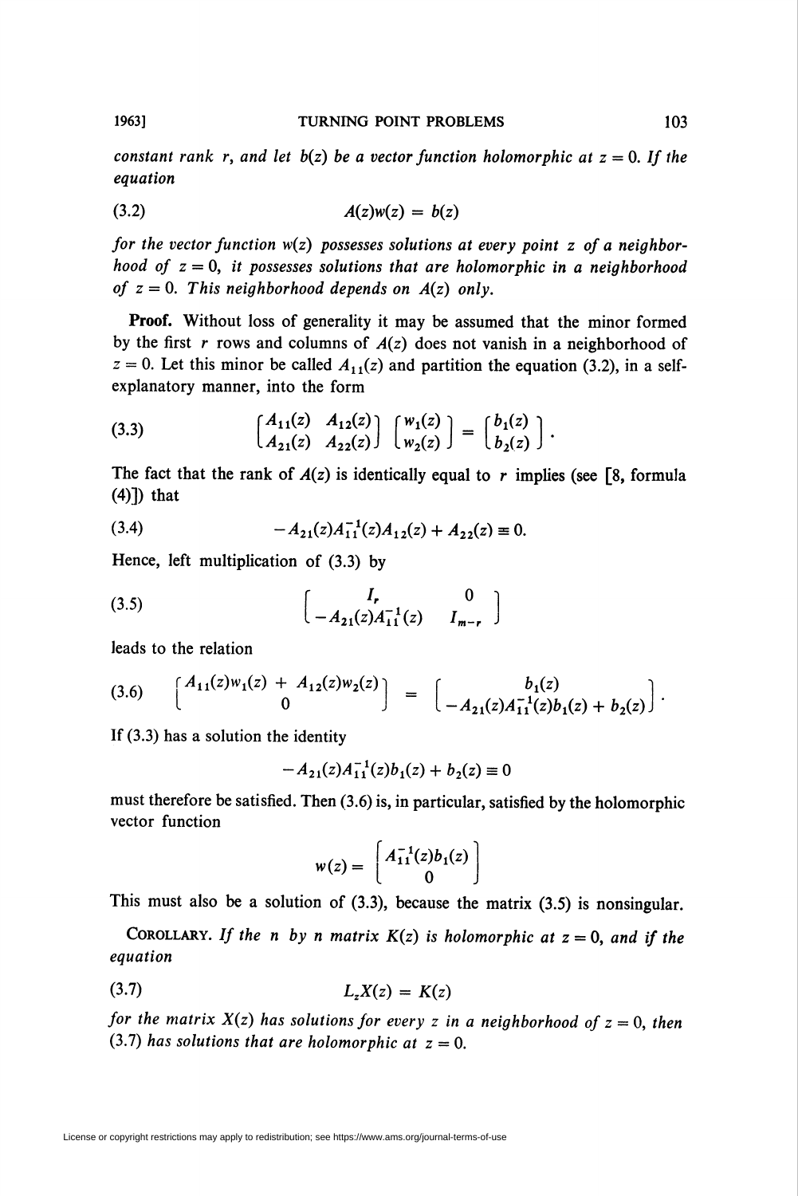*constant rank $r$, and let $b(z)$ be a vector function holomorphic at $z = 0$. If the equation*

$$A(z)w(z) = b(z) \tag{3.2}$$

*for the vector function $w(z)$ possesses solutions at every point $z$ of a neighborhood of $z = 0$, it possesses solutions that are holomorphic in a neighborhood of $z = 0$. This neighborhood depends on $A(z)$ only.*

**Proof.** Without loss of generality it may be assumed that the minor formed by the first $r$ rows and columns of $A(z)$ does not vanish in a neighborhood of $z = 0$. Let this minor be called $A_{11}(z)$ and partition the equation (3.2), in a self-explanatory manner, into the form

$$\begin{bmatrix} A_{11}(z) & A_{12}(z) \\ A_{21}(z) & A_{22}(z) \end{bmatrix} \begin{bmatrix} w_1(z) \\ w_2(z) \end{bmatrix} = \begin{bmatrix} b_1(z) \\ b_2(z) \end{bmatrix}. \tag{3.3}$$

The fact that the rank of $A(z)$ is identically equal to $r$ implies (see [8, formula (4)]) that

$$-A_{21}(z)A_{11}^{-1}(z)A_{12}(z) + A_{22}(z) \equiv 0. \tag{3.4}$$

Hence, left multiplication of (3.3) by

$$\begin{bmatrix} I_r & 0 \\ -A_{21}(z)A_{11}^{-1}(z) & I_{m-r} \end{bmatrix} \tag{3.5}$$

leads to the relation

$$\begin{bmatrix} A_{11}(z)w_1(z) + A_{12}(z)w_2(z) \\ 0 \end{bmatrix} = \begin{bmatrix} b_1(z) \\ -A_{21}(z)A_{11}^{-1}(z)b_1(z) + b_2(z) \end{bmatrix}. \tag{3.6}$$

If (3.3) has a solution the identity

$$-A_{21}(z)A_{11}^{-1}(z)b_1(z) + b_2(z) \equiv 0$$

must therefore be satisfied. Then (3.6) is, in particular, satisfied by the holomorphic vector function

$$w(z) = \begin{bmatrix} A_{11}^{-1}(z)b_1(z) \\ 0 \end{bmatrix}$$

This must also be a solution of (3.3), because the matrix (3.5) is nonsingular.

COROLLARY. *If the $n$ by $n$ matrix $K(z)$ is holomorphic at $z = 0$, and if the equation*

$$L_z X(z) = K(z) \tag{3.7}$$

*for the matrix $X(z)$ has solutions for every $z$ in a neighborhood of $z = 0$, then (3.7) has solutions that are holomorphic at $z = 0$.*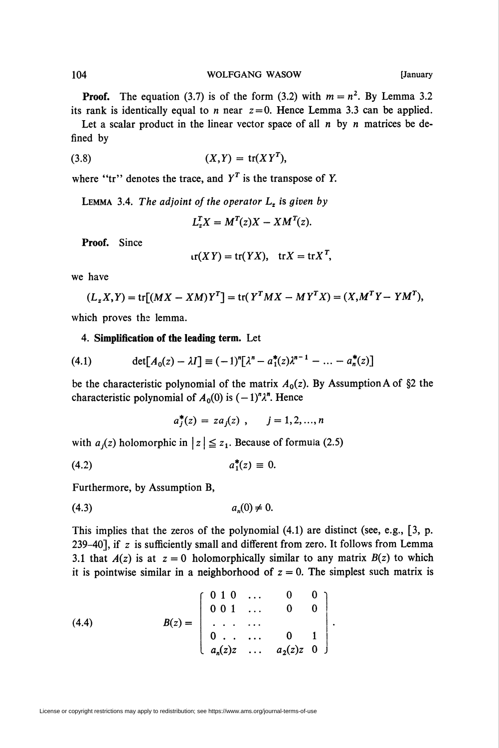**Proof.** The equation (3.7) is of the form (3.2) with $m = n^2$. By Lemma 3.2 its rank is identically equal to $n$ near $z=0$. Hence Lemma 3.3 can be applied.

Let a scalar product in the linear vector space of all $n$ by $n$ matrices be defined by

$$(X,Y) = \operatorname{tr}(XY^T), \tag{3.8}$$

where "tr" denotes the trace, and $Y^T$ is the transpose of $Y$.

Lemma 3.4. *The adjoint of the operator $L_z$ is given by*

$$L_z^T X = M^T(z)X - XM^T(z).$$

**Proof.** Since

$$\operatorname{tr}(XY) = \operatorname{tr}(YX), \quad \operatorname{tr}X = \operatorname{tr}X^T,$$

we have

$$(L_z X, Y) = \operatorname{tr}[(MX - XM)Y^T] = \operatorname{tr}(Y^T MX - MY^T X) = (X, M^T Y - YM^T),$$

which proves the lemma.

## 4. Simplification of the leading term.

Let

$$\det[A_0(z) - \lambda I] \equiv (-1)^n[\lambda^n - a_1^*(z)\lambda^{n-1} - \dots - a_n^*(z)] \tag{4.1}$$

be the characteristic polynomial of the matrix $A_0(z)$. By Assumption A of §2 the characteristic polynomial of $A_0(0)$ is $(-1)^n\lambda^n$. Hence

$$a_j^*(z) = za_j(z), \quad j = 1, 2, \dots, n$$

with $a_j(z)$ holomorphic in $|z| \leqq z_1$. Because of formula (2.5)

$$a_1^*(z) \equiv 0. \tag{4.2}$$

Furthermore, by Assumption B,

$$a_n(0) \neq 0. \tag{4.3}$$

This implies that the zeros of the polynomial (4.1) are distinct (see, e.g., [3, p. 239–40], if $z$ is sufficiently small and different from zero. It follows from Lemma 3.1 that $A(z)$ is at $z = 0$ holomorphically similar to any matrix $B(z)$ to which it is pointwise similar in a neighborhood of $z = 0$. The simplest such matrix is

$$B(z) = \begin{bmatrix} 0 & 1 & 0 & \dots & 0 & 0 \\ 0 & 0 & 1 & \dots & 0 & 0 \\ \cdot & \cdot & \cdot & \dots & & \\ 0 & \cdot & \cdot & \dots & 0 & 1 \\ a_n(z)z & & & \dots & a_2(z)z & 0 \end{bmatrix}. \tag{4.4}$$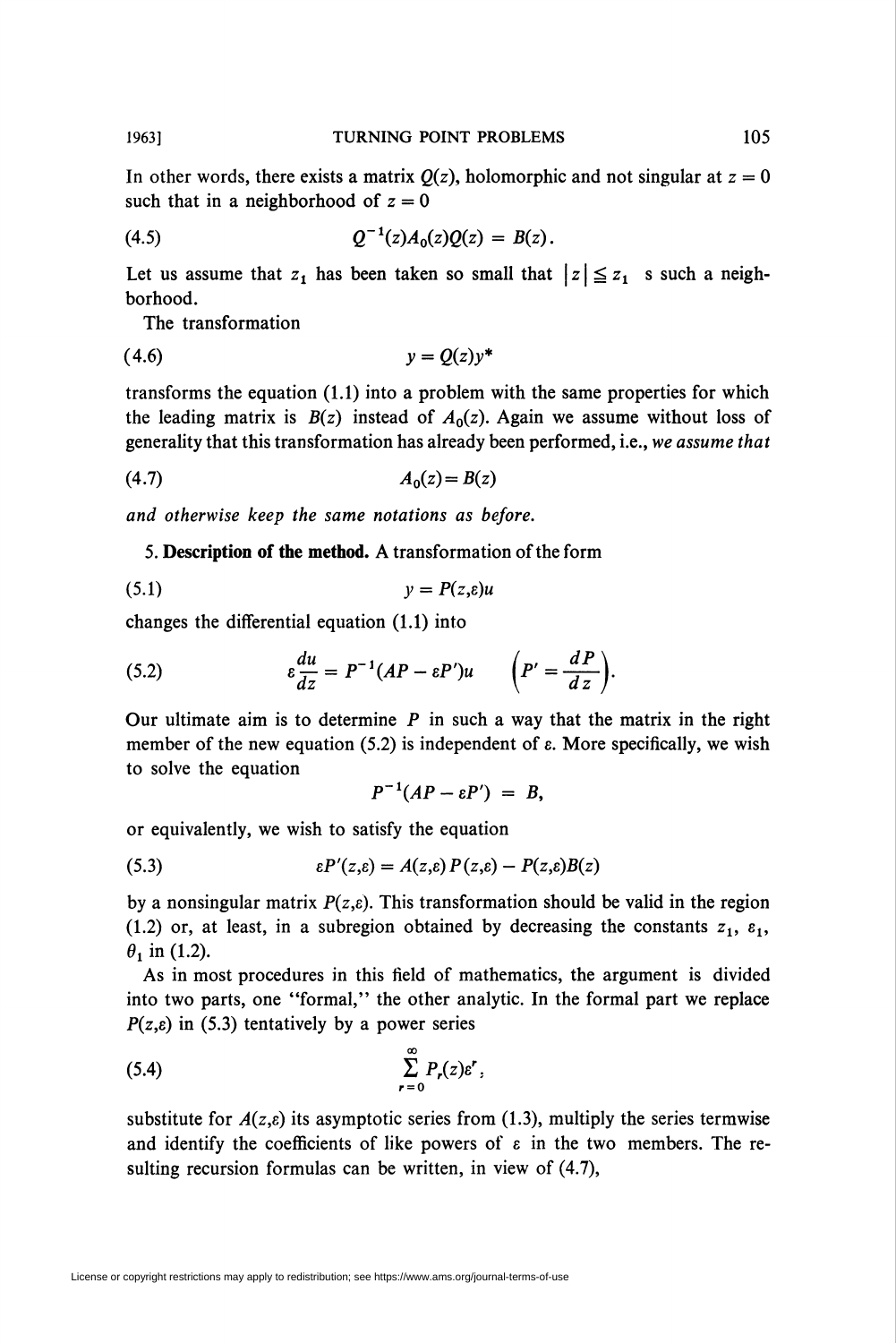In other words, there exists a matrix $Q(z)$, holomorphic and not singular at $z = 0$ such that in a neighborhood of $z = 0$

$$Q^{-1}(z)A_0(z)Q(z) = B(z). \tag{4.5}$$

Let us assume that $z_1$ has been taken so small that $|z| \leqq z_1$ s such a neighborhood.

The transformation

$$y = Q(z)y^* \tag{4.6}$$

transforms the equation (1.1) into a problem with the same properties for which the leading matrix is $B(z)$ instead of $A_0(z)$. Again we assume without loss of generality that this transformation has already been performed, i.e., *we assume that*

$$A_0(z) = B(z) \tag{4.7}$$

*and otherwise keep the same notations as before.*

5. **Description of the method.** A transformation of the form

$$y = P(z,\varepsilon)u \tag{5.1}$$

changes the differential equation (1.1) into

$$\varepsilon \frac{du}{dz} = P^{-1}(AP - \varepsilon P')u \qquad \left(P' = \frac{dP}{dz}\right). \tag{5.2}$$

Our ultimate aim is to determine $P$ in such a way that the matrix in the right member of the new equation (5.2) is independent of $\varepsilon$. More specifically, we wish to solve the equation

$$P^{-1}(AP - \varepsilon P') = B,$$

or equivalently, we wish to satisfy the equation

$$\varepsilon P'(z,\varepsilon) = A(z,\varepsilon)P(z,\varepsilon) - P(z,\varepsilon)B(z) \tag{5.3}$$

by a nonsingular matrix $P(z,\varepsilon)$. This transformation should be valid in the region (1.2) or, at least, in a subregion obtained by decreasing the constants $z_1$, $\varepsilon_1$, $\theta_1$ in (1.2).

As in most procedures in this field of mathematics, the argument is divided into two parts, one "formal," the other analytic. In the formal part we replace $P(z,\varepsilon)$ in (5.3) tentatively by a power series

$$\sum_{r=0}^{\infty} P_r(z)\varepsilon^r, \tag{5.4}$$

substitute for $A(z,\varepsilon)$ its asymptotic series from (1.3), multiply the series termwise and identify the coefficients of like powers of $\varepsilon$ in the two members. The resulting recursion formulas can be written, in view of (4.7),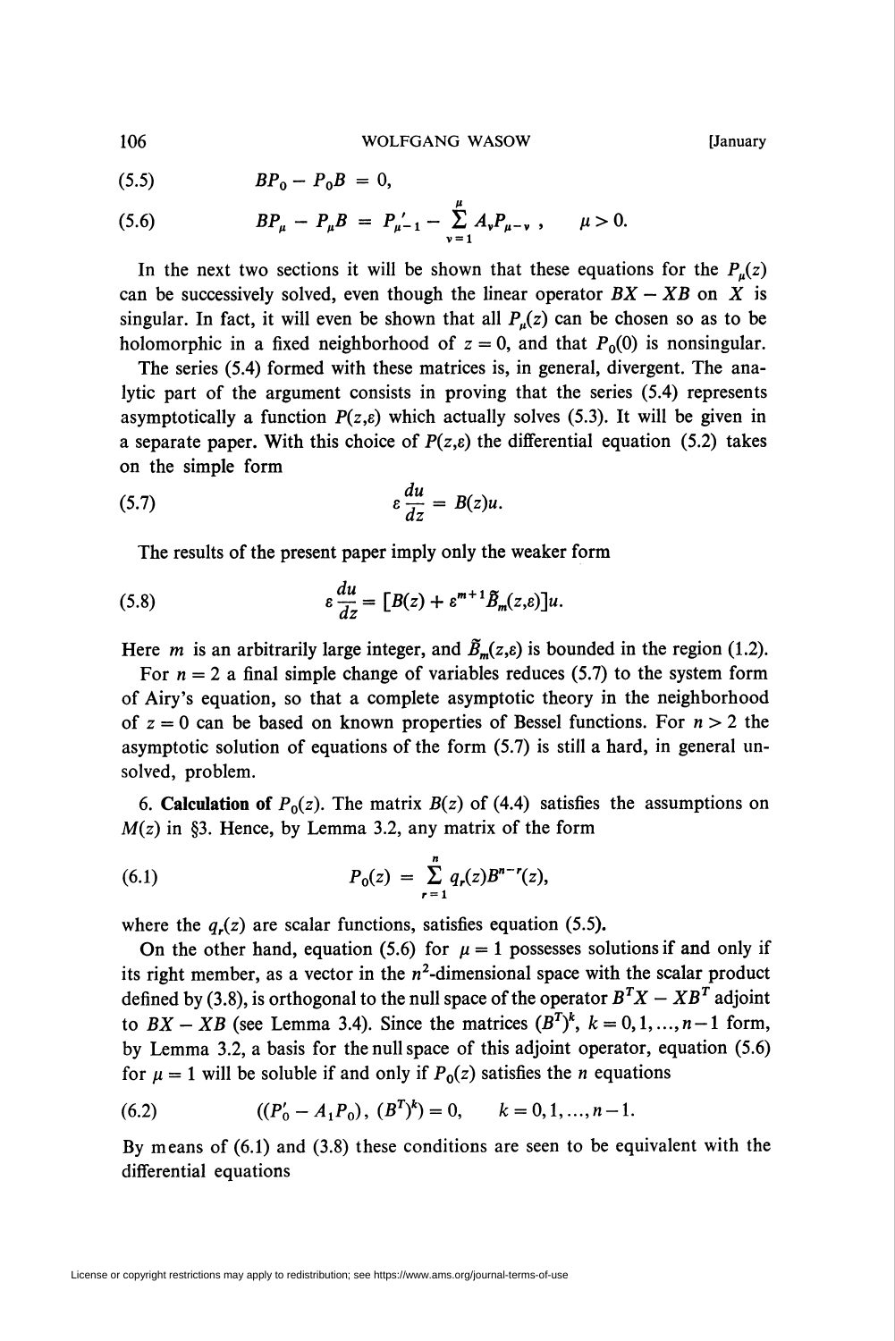$$BP_0 - P_0 B = 0, \tag{5.5}$$

$$BP_\mu - P_\mu B = P'_{\mu-1} - \sum_{\nu=1}^{\mu} A_\nu P_{\mu-\nu}, \qquad \mu > 0. \tag{5.6}$$

In the next two sections it will be shown that these equations for the $P_\mu(z)$ can be successively solved, even though the linear operator $BX - XB$ on $X$ is singular. In fact, it will even be shown that all $P_\mu(z)$ can be chosen so as to be holomorphic in a fixed neighborhood of $z = 0$, and that $P_0(0)$ is nonsingular.

The series (5.4) formed with these matrices is, in general, divergent. The analytic part of the argument consists in proving that the series (5.4) represents asymptotically a function $P(z,\varepsilon)$ which actually solves (5.3). It will be given in a separate paper. With this choice of $P(z,\varepsilon)$ the differential equation (5.2) takes on the simple form

$$\varepsilon \frac{du}{dz} = B(z)u. \tag{5.7}$$

The results of the present paper imply only the weaker form

$$\varepsilon \frac{du}{dz} = [B(z) + \varepsilon^{m+1}\tilde{B}_m(z,\varepsilon)]u. \tag{5.8}$$

Here $m$ is an arbitrarily large integer, and $\tilde{B}_m(z,\varepsilon)$ is bounded in the region (1.2).

For $n = 2$ a final simple change of variables reduces (5.7) to the system form of Airy's equation, so that a complete asymptotic theory in the neighborhood of $z = 0$ can be based on known properties of Bessel functions. For $n > 2$ the asymptotic solution of equations of the form (5.7) is still a hard, in general unsolved, problem.

6. **Calculation of** $P_0(z)$. The matrix $B(z)$ of (4.4) satisfies the assumptions on $M(z)$ in §3. Hence, by Lemma 3.2, any matrix of the form

$$P_0(z) = \sum_{r=1}^{n} q_r(z) B^{n-r}(z), \tag{6.1}$$

where the $q_r(z)$ are scalar functions, satisfies equation (5.5).

On the other hand, equation (5.6) for $\mu = 1$ possesses solutions if and only if its right member, as a vector in the $n^2$-dimensional space with the scalar product defined by (3.8), is orthogonal to the null space of the operator $B^T X - XB^T$ adjoint to $BX - XB$ (see Lemma 3.4). Since the matrices $(B^T)^k$, $k = 0, 1, \ldots, n-1$ form, by Lemma 3.2, a basis for the null space of this adjoint operator, equation (5.6) for $\mu = 1$ will be soluble if and only if $P_0(z)$ satisfies the $n$ equations

$$((P'_0 - A_1 P_0), (B^T)^k) = 0, \qquad k = 0, 1, \ldots, n-1. \tag{6.2}$$

By means of (6.1) and (3.8) these conditions are seen to be equivalent with the differential equations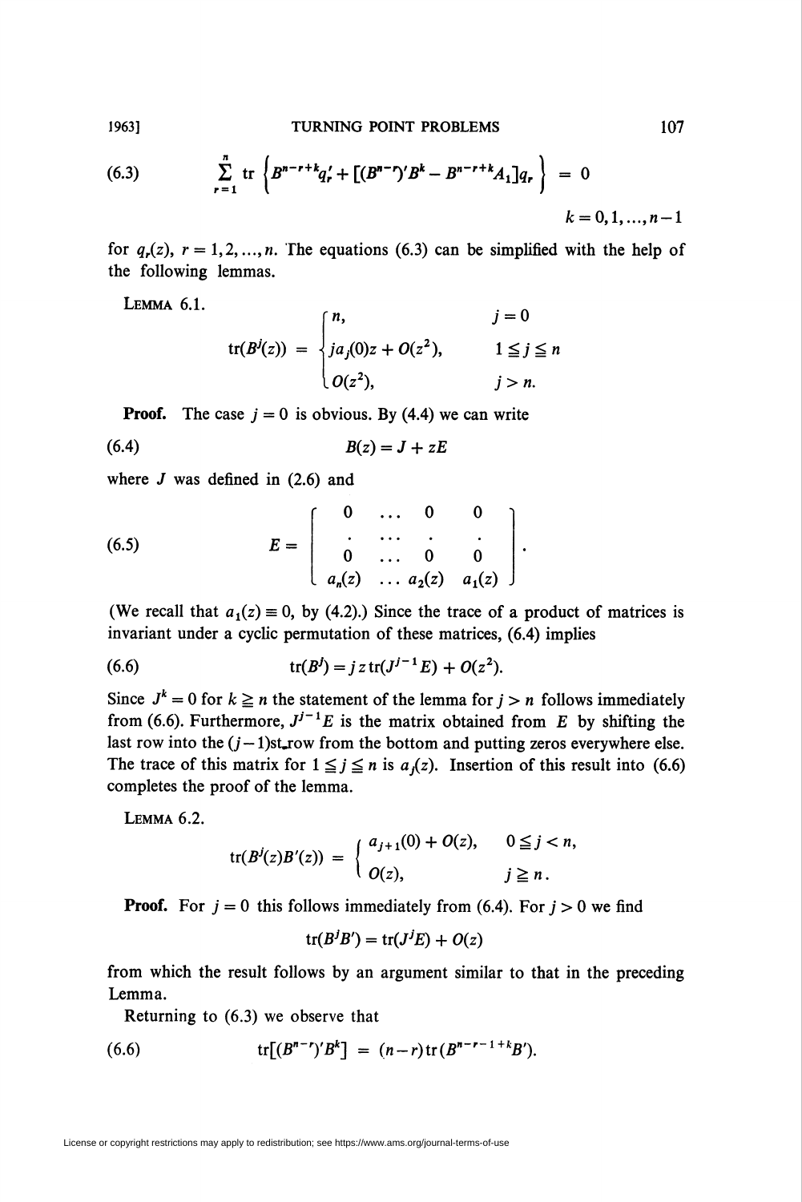$$\sum_{r=1}^{n} \operatorname{tr} \left\{ B^{n-r+k} q_r' + [(B^{n-r})' B^k - B^{n-r+k} A_1] q_r \right\} = 0 \tag{6.3}$$

$$k = 0, 1, \dots, n-1$$

for $q_r(z)$, $r = 1, 2, \dots, n$. The equations (6.3) can be simplified with the help of the following lemmas.

LEMMA 6.1.

$$\operatorname{tr}(B^j(z)) = \begin{cases} n, & j = 0 \\ j a_j(0) z + O(z^2), & 1 \leqq j \leqq n \\ O(z^2), & j > n. \end{cases}$$

**Proof.** The case $j = 0$ is obvious. By (4.4) we can write

$$B(z) = J + zE \tag{6.4}$$

where $J$ was defined in (2.6) and

$$E = \begin{bmatrix} 0 & \dots & 0 & 0 \\ \cdot & \dots & \cdot & \cdot \\ 0 & \dots & 0 & 0 \\ a_n(z) & \dots & a_2(z) & a_1(z) \end{bmatrix}. \tag{6.5}$$

(We recall that $a_1(z) \equiv 0$, by (4.2).) Since the trace of a product of matrices is invariant under a cyclic permutation of these matrices, (6.4) implies

$$\operatorname{tr}(B^j) = j\, z \operatorname{tr}(J^{j-1} E) + O(z^2). \tag{6.6}$$

Since $J^k = 0$ for $k \geqq n$ the statement of the lemma for $j > n$ follows immediately from (6.6). Furthermore, $J^{j-1}E$ is the matrix obtained from $E$ by shifting the last row into the $(j-1)$st row from the bottom and putting zeros everywhere else. The trace of this matrix for $1 \leqq j \leqq n$ is $a_j(z)$. Insertion of this result into (6.6) completes the proof of the lemma.

LEMMA 6.2.

$$\operatorname{tr}(B^j(z) B'(z)) = \begin{cases} a_{j+1}(0) + O(z), & 0 \leqq j < n, \\ O(z), & j \geqq n. \end{cases}$$

**Proof.** For $j = 0$ this follows immediately from (6.4). For $j > 0$ we find

$$\operatorname{tr}(B^j B') = \operatorname{tr}(J^j E) + O(z)$$

from which the result follows by an argument similar to that in the preceding Lemma.

Returning to (6.3) we observe that

$$\operatorname{tr}[(B^{n-r})' B^k] = (n-r) \operatorname{tr}(B^{n-r-1+k} B'). \tag{6.6}$$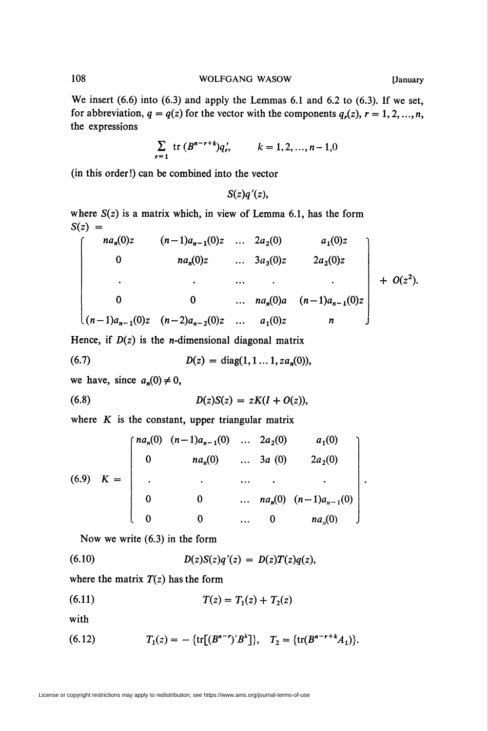We insert (6.6) into (6.3) and apply the Lemmas 6.1 and 6.2 to (6.3). If we set, for abbreviation, $q = q(z)$ for the vector with the components $q_r(z)$, $r = 1, 2, \ldots, n$, the expressions

$$\sum_{r=1} \operatorname{tr}(B^{n-r+k}) q_r', \qquad k = 1, 2, \ldots, n-1, 0$$

(in this order!) can be combined into the vector

$$S(z) q'(z),$$

where $S(z)$ is a matrix which, in view of Lemma 6.1, has the form

$$S(z) = \begin{bmatrix} na_n(0)z & (n-1)a_{n-1}(0)z & \ldots & 2a_2(0) & a_1(0)z \\ 0 & na_n(0)z & \ldots & 3a_3(0)z & 2a_2(0)z \\ \cdot & \cdot & \ldots & \cdot & \cdot \\ 0 & 0 & \ldots & na_n(0)a & (n-1)a_{n-1}(0)z \\ (n-1)a_{n-1}(0)z & (n-2)a_{n-2}(0)z & \ldots & a_1(0)z & n \end{bmatrix} + O(z^2).$$

Hence, if $D(z)$ is the $n$-dimensional diagonal matrix

$$D(z) = \operatorname{diag}(1, 1 \ldots 1, za_n(0)), \tag{6.7}$$

we have, since $a_n(0) \neq 0$,

$$D(z)S(z) = zK(I + O(z)), \tag{6.8}$$

where $K$ is the constant, upper triangular matrix

$$K = \begin{bmatrix} na_n(0) & (n-1)a_{n-1}(0) & \ldots & 2a_2(0) & a_1(0) \\ 0 & na_n(0) & \ldots & 3a\;(0) & 2a_2(0) \\ \cdot & \cdot & \ldots & \cdot & \cdot \\ 0 & 0 & \ldots & na_n(0) & (n-1)a_{n-1}(0) \\ 0 & 0 & \ldots & 0 & na_n(0) \end{bmatrix}. \tag{6.9}$$

Now we write (6.3) in the form

$$D(z)S(z)q'(z) = D(z)T(z)q(z), \tag{6.10}$$

where the matrix $T(z)$ has the form

$$T(z) = T_1(z) + T_2(z) \tag{6.11}$$

with

$$T_1(z) = -\{\operatorname{tr}[(B^{n-r})'B^k]\}, \quad T_2 = \{\operatorname{tr}(B^{n-r+k}A_1)\}. \tag{6.12}$$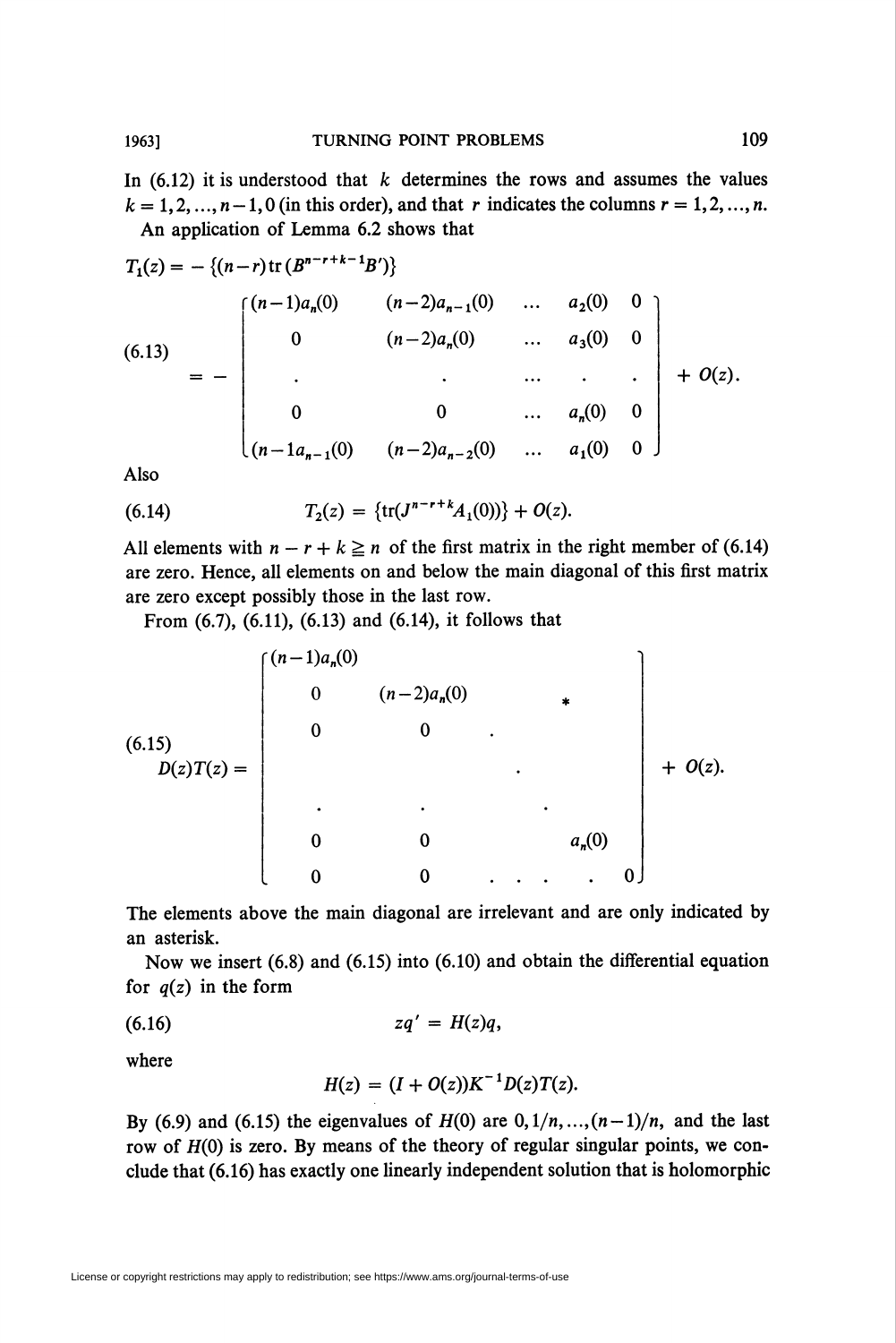In (6.12) it is understood that $k$ determines the rows and assumes the values $k = 1, 2, \ldots, n-1, 0$ (in this order), and that $r$ indicates the columns $r = 1, 2, \ldots, n$.

An application of Lemma 6.2 shows that

$$
T_1(z) = -\{(n-r)\operatorname{tr}(B^{n-r+k-1}B')\}
$$

$$
(6.13) \qquad = -\begin{bmatrix} (n-1)a_n(0) & (n-2)a_{n-1}(0) & \ldots & a_2(0) & 0 \\ 0 & (n-2)a_n(0) & \ldots & a_3(0) & 0 \\ \cdot & \cdot & \ldots & \cdot & \cdot \\ 0 & 0 & \ldots & a_n(0) & 0 \\ (n-1a_{n-1}(0) & (n-2)a_{n-2}(0) & \ldots & a_1(0) & 0 \end{bmatrix} + O(z).
$$

Also

$$
(6.14) \qquad T_2(z) = \{\operatorname{tr}(J^{n-r+k}A_1(0))\} + O(z).
$$

All elements with $n - r + k \geqq n$ of the first matrix in the right member of (6.14) are zero. Hence, all elements on and below the main diagonal of this first matrix are zero except possibly those in the last row.

From (6.7), (6.11), (6.13) and (6.14), it follows that

$$
(6.15) \qquad D(z)T(z) = \begin{bmatrix} (n-1)a_n(0) & & & & \\ 0 & (n-2)a_n(0) & & * & \\ 0 & 0 & \cdot & & \\ & & \cdot & & \\ \cdot & \cdot & & \cdot & \\ 0 & 0 & & a_n(0) & \\ 0 & 0 & \ldots & \cdot & 0 \end{bmatrix} + O(z).
$$

The elements above the main diagonal are irrelevant and are only indicated by an asterisk.

Now we insert (6.8) and (6.15) into (6.10) and obtain the differential equation for $q(z)$ in the form

$$
(6.16) \qquad zq' = H(z)q,
$$

where

$$
H(z) = (I + O(z))K^{-1}D(z)T(z).
$$

By (6.9) and (6.15) the eigenvalues of $H(0)$ are $0, 1/n, \ldots, (n-1)/n$, and the last row of $H(0)$ is zero. By means of the theory of regular singular points, we conclude that (6.16) has exactly one linearly independent solution that is holomorphic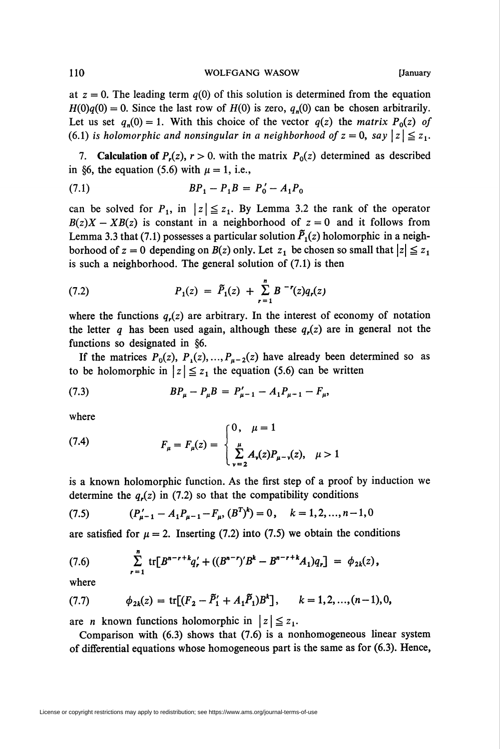at $z = 0$. The leading term $q(0)$ of this solution is determined from the equation $H(0)q(0) = 0$. Since the last row of $H(0)$ is zero, $q_n(0)$ can be chosen arbitrarily. Let us set $q_n(0) = 1$. With this choice of the vector $q(z)$ the *matrix* $P_0(z)$ *of* (6.1) *is holomorphic and nonsingular in a neighborhood of* $z = 0$, *say* $|z| \leqq z_1$.

7. **Calculation of** $P_r(z)$, $r > 0$. with the matrix $P_0(z)$ determined as described in §6, the equation (5.6) with $\mu = 1$, i.e.,

$$BP_1 - P_1 B = P_0' - A_1 P_0 \tag{7.1}$$

can be solved for $P_1$, in $|z| \leqq z_1$. By Lemma 3.2 the rank of the operator $B(z)X - XB(z)$ is constant in a neighborhood of $z = 0$ and it follows from Lemma 3.3 that (7.1) possesses a particular solution $\tilde{P}_1(z)$ holomorphic in a neighborhood of $z = 0$ depending on $B(z)$ only. Let $z_1$ be chosen so small that $|z| \leqq z_1$ is such a neighborhood. The general solution of (7.1) is then

$$P_1(z) = \tilde{P}_1(z) + \sum_{r=1}^{n} B^{-r}(z) q_r(z) \tag{7.2}$$

where the functions $q_r(z)$ are arbitrary. In the interest of economy of notation the letter $q$ has been used again, although these $q_r(z)$ are in general not the functions so designated in §6.

If the matrices $P_0(z)$, $P_1(z), \ldots, P_{\mu-2}(z)$ have already been determined so as to be holomorphic in $|z| \leqq z_1$ the equation (5.6) can be written

$$BP_\mu - P_\mu B = P_{\mu-1}' - A_1 P_{\mu-1} - F_\mu, \tag{7.3}$$

where

$$F_\mu = F_\mu(z) = \begin{cases} 0, & \mu = 1 \\ \sum_{\nu=2}^{\mu} A_\nu(z) P_{\mu-\nu}(z), & \mu > 1 \end{cases} \tag{7.4}$$

is a known holomorphic function. As the first step of a proof by induction we determine the $q_r(z)$ in (7.2) so that the compatibility conditions

$$(P_{\mu-1}' - A_1 P_{\mu-1} - F_\mu, (B^T)^k) = 0, \quad k = 1, 2, \ldots, n-1, 0 \tag{7.5}$$

are satisfied for $\mu = 2$. Inserting (7.2) into (7.5) we obtain the conditions

$$\sum_{r=1}^{n} \operatorname{tr}[B^{n-r+k} q_r' + ((B^{n-r})' B^k - B^{n-r+k} A_1) q_r] = \phi_{2k}(z), \tag{7.6}$$

where

$$\phi_{2k}(z) = \operatorname{tr}[(F_2 - \tilde{P}_1' + A_1 \tilde{P}_1) B^k], \qquad k = 1, 2, \ldots, (n-1), 0, \tag{7.7}$$

are $n$ known functions holomorphic in $|z| \leqq z_1$.

Comparison with (6.3) shows that (7.6) is a nonhomogeneous linear system of differential equations whose homogeneous part is the same as for (6.3). Hence,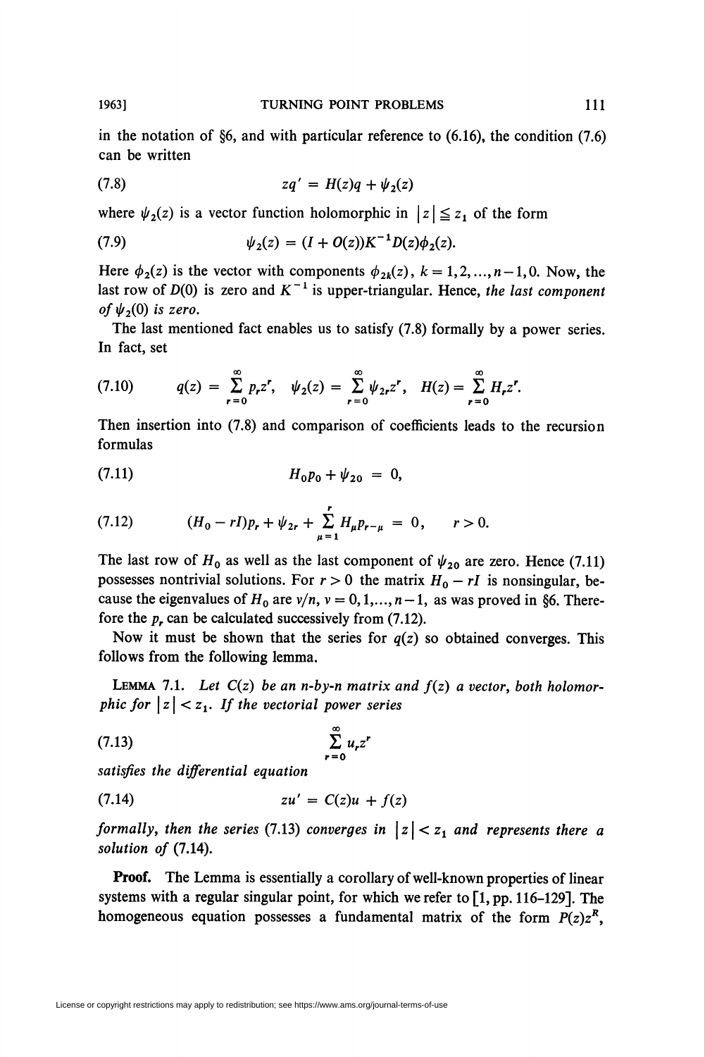in the notation of §6, and with particular reference to (6.16), the condition (7.6) can be written

$$zq' = H(z)q + \psi_2(z) \tag{7.8}$$

where $\psi_2(z)$ is a vector function holomorphic in $|z| \leqq z_1$ of the form

$$\psi_2(z) = (I + O(z))K^{-1}D(z)\phi_2(z). \tag{7.9}$$

Here $\phi_2(z)$ is the vector with components $\phi_{2k}(z)$, $k = 1, 2, \ldots, n-1, 0$. Now, the last row of $D(0)$ is zero and $K^{-1}$ is upper-triangular. Hence, *the last component of $\psi_2(0)$ is zero.*

The last mentioned fact enables us to satisfy (7.8) formally by a power series. In fact, set

$$q(z) = \sum_{r=0}^{\infty} p_r z^r, \quad \psi_2(z) = \sum_{r=0}^{\infty} \psi_{2r} z^r, \quad H(z) = \sum_{r=0}^{\infty} H_r z^r. \tag{7.10}$$

Then insertion into (7.8) and comparison of coefficients leads to the recursion formulas

$$H_0 p_0 + \psi_{20} = 0, \tag{7.11}$$

$$(H_0 - rI)p_r + \psi_{2r} + \sum_{\mu=1}^{r} H_\mu p_{r-\mu} = 0, \qquad r > 0. \tag{7.12}$$

The last row of $H_0$ as well as the last component of $\psi_{20}$ are zero. Hence (7.11) possesses nontrivial solutions. For $r > 0$ the matrix $H_0 - rI$ is nonsingular, because the eigenvalues of $H_0$ are $\nu/n$, $\nu = 0, 1, \ldots, n-1$, as was proved in §6. Therefore the $p_r$ can be calculated successively from (7.12).

Now it must be shown that the series for $q(z)$ so obtained converges. This follows from the following lemma.

**Lemma 7.1.** *Let $C(z)$ be an $n$-by-$n$ matrix and $f(z)$ a vector, both holomorphic for $|z| < z_1$. If the vectorial power series*

$$\sum_{r=0}^{\infty} u_r z^r \tag{7.13}$$

*satisfies the differential equation*

$$zu' = C(z)u + f(z) \tag{7.14}$$

*formally, then the series* (7.13) *converges in $|z| < z_1$ and represents there a solution of* (7.14).

**Proof.** The Lemma is essentially a corollary of well-known properties of linear systems with a regular singular point, for which we refer to [1, pp. 116–129]. The homogeneous equation possesses a fundamental matrix of the form $P(z)z^R$,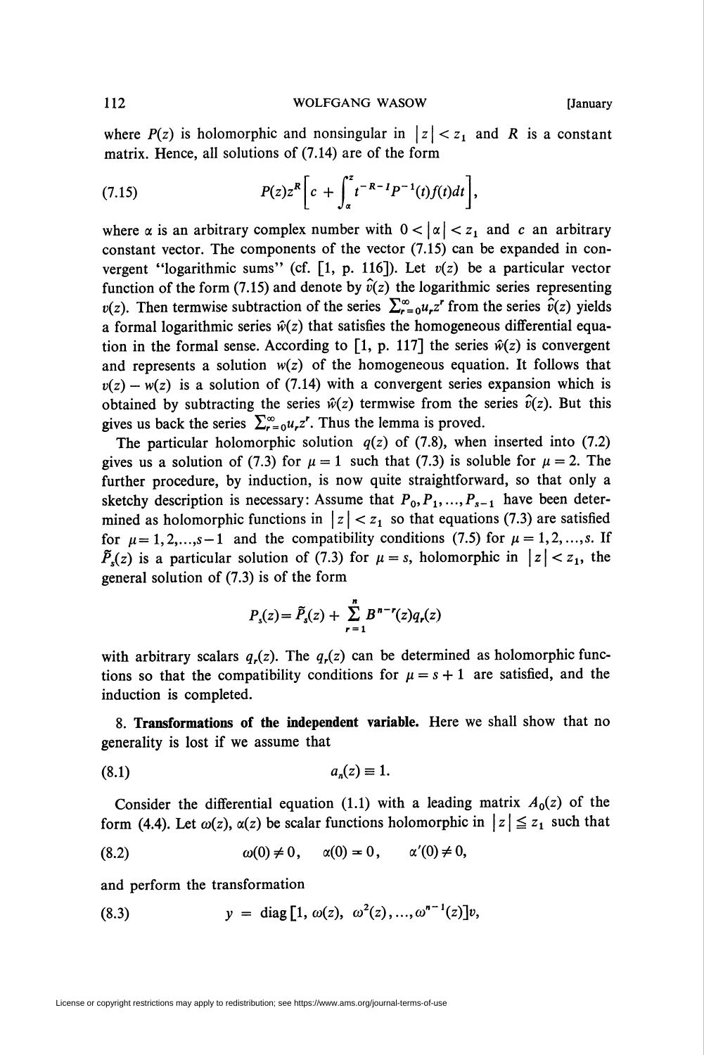where $P(z)$ is holomorphic and nonsingular in $|z| < z_1$ and $R$ is a constant matrix. Hence, all solutions of (7.14) are of the form

$$P(z)z^R\left[c + \int_\alpha^z t^{-R-I}P^{-1}(t)f(t)dt\right], \tag{7.15}$$

where $\alpha$ is an arbitrary complex number with $0 < |\alpha| < z_1$ and $c$ an arbitrary constant vector. The components of the vector (7.15) can be expanded in convergent "logarithmic sums" (cf. [1, p. 116]). Let $v(z)$ be a particular vector function of the form (7.15) and denote by $\hat{v}(z)$ the logarithmic series representing $v(z)$. Then termwise subtraction of the series $\sum_{r=0}^{\infty} u_r z^r$ from the series $\hat{v}(z)$ yields a formal logarithmic series $\hat{w}(z)$ that satisfies the homogeneous differential equation in the formal sense. According to [1, p. 117] the series $\hat{w}(z)$ is convergent and represents a solution $w(z)$ of the homogeneous equation. It follows that $v(z) - w(z)$ is a solution of (7.14) with a convergent series expansion which is obtained by subtracting the series $\hat{w}(z)$ termwise from the series $\hat{v}(z)$. But this gives us back the series $\sum_{r=0}^{\infty} u_r z^r$. Thus the lemma is proved.

The particular holomorphic solution $q(z)$ of (7.8), when inserted into (7.2) gives us a solution of (7.3) for $\mu = 1$ such that (7.3) is soluble for $\mu = 2$. The further procedure, by induction, is now quite straightforward, so that only a sketchy description is necessary: Assume that $P_0, P_1, \ldots, P_{s-1}$ have been determined as holomorphic functions in $|z| < z_1$ so that equations (7.3) are satisfied for $\mu = 1, 2, \ldots, s-1$ and the compatibility conditions (7.5) for $\mu = 1, 2, \ldots, s$. If $\tilde{P}_s(z)$ is a particular solution of (7.3) for $\mu = s$, holomorphic in $|z| < z_1$, the general solution of (7.3) is of the form

$$P_s(z) = \tilde{P}_s(z) + \sum_{r=1}^{n} B^{n-r}(z)q_r(z)$$

with arbitrary scalars $q_r(z)$. The $q_r(z)$ can be determined as holomorphic functions so that the compatibility conditions for $\mu = s+1$ are satisfied, and the induction is completed.

8. **Transformations of the independent variable.** Here we shall show that no generality is lost if we assume that

$$a_n(z) \equiv 1. \tag{8.1}$$

Consider the differential equation (1.1) with a leading matrix $A_0(z)$ of the form (4.4). Let $\omega(z)$, $\alpha(z)$ be scalar functions holomorphic in $|z| \leqq z_1$ such that

$$\omega(0) \neq 0, \qquad \alpha(0) = 0, \qquad \alpha'(0) \neq 0, \tag{8.2}$$

and perform the transformation

$$y = \operatorname{diag}[1, \omega(z), \omega^2(z), \ldots, \omega^{n-1}(z)]v, \tag{8.3}$$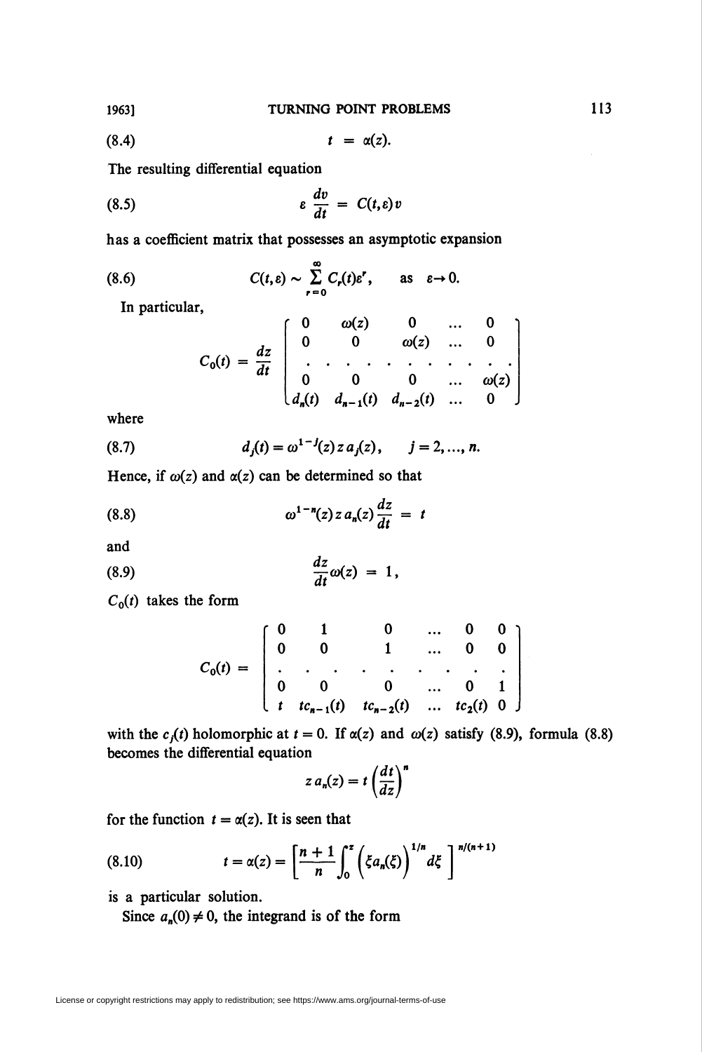$$t = \alpha(z). \tag{8.4}$$

The resulting differential equation

$$\varepsilon \frac{dv}{dt} = C(t,\varepsilon)v \tag{8.5}$$

has a coefficient matrix that possesses an asymptotic expansion

$$C(t,\varepsilon) \sim \sum_{r=0}^{\infty} C_r(t)\varepsilon^r, \qquad \text{as} \quad \varepsilon \to 0. \tag{8.6}$$

In particular,

$$C_0(t) = \frac{dz}{dt}\begin{bmatrix} 0 & \omega(z) & 0 & \dots & 0 \\ 0 & 0 & \omega(z) & \dots & 0 \\ \cdot & \cdot & \cdot & \cdot & \cdot \\ 0 & 0 & 0 & \dots & \omega(z) \\ d_n(t) & d_{n-1}(t) & d_{n-2}(t) & \dots & 0 \end{bmatrix}$$

where

$$d_j(t) = \omega^{1-j}(z)\, z\, a_j(z), \qquad j = 2, \dots, n. \tag{8.7}$$

Hence, if $\omega(z)$ and $\alpha(z)$ can be determined so that

$$\omega^{1-n}(z)\, z\, a_n(z)\frac{dz}{dt} = t \tag{8.8}$$

and

$$\frac{dz}{dt}\omega(z) = 1, \tag{8.9}$$

$C_0(t)$ takes the form

$$C_0(t) = \begin{bmatrix} 0 & 1 & 0 & \dots & 0 & 0 \\ 0 & 0 & 1 & \dots & 0 & 0 \\ \cdot & \cdot & \cdot & \cdot & \cdot & \cdot \\ 0 & 0 & 0 & \dots & 0 & 1 \\ t & tc_{n-1}(t) & tc_{n-2}(t) & \dots & tc_2(t) & 0 \end{bmatrix}$$

with the $c_j(t)$ holomorphic at $t = 0$. If $\alpha(z)$ and $\omega(z)$ satisfy (8.9), formula (8.8) becomes the differential equation

$$z\, a_n(z) = t\left(\frac{dt}{dz}\right)^n$$

for the function $t = \alpha(z)$. It is seen that

$$t = \alpha(z) = \left[\frac{n+1}{n}\int_0^z \left(\xi a_n(\xi)\right)^{1/n} d\xi\,\right]^{n/(n+1)} \tag{8.10}$$

is a particular solution.

Since $a_n(0) \neq 0$, the integrand is of the form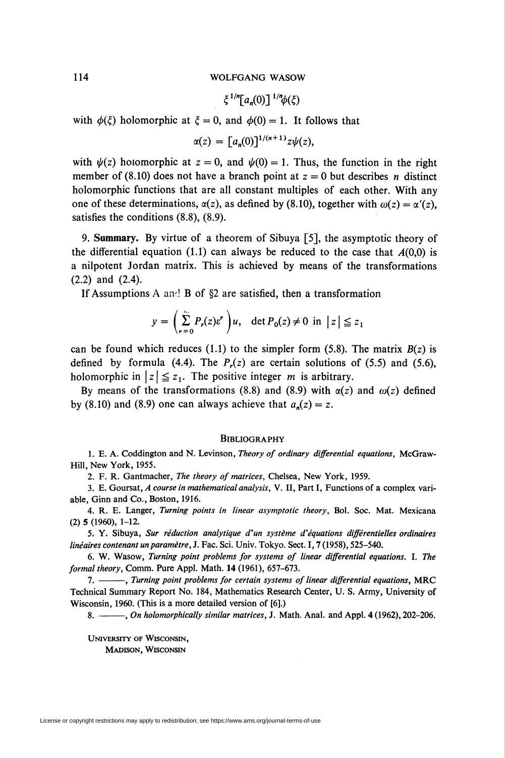$$\xi^{1/n}[a_n(0)]^{1/n}\phi(\xi)$$

with $\phi(\xi)$ holomorphic at $\xi = 0$, and $\phi(0) = 1$. It follows that

$$\alpha(z) = [a_n(0)]^{1/(n+1)} z\psi(z),$$

with $\psi(z)$ holomorphic at $z = 0$, and $\psi(0) = 1$. Thus, the function in the right member of (8.10) does not have a branch point at $z = 0$ but describes $n$ distinct holomorphic functions that are all constant multiples of each other. With any one of these determinations, $\alpha(z)$, as defined by (8.10), together with $\omega(z) = \alpha'(z)$, satisfies the conditions (8.8), (8.9).

9. **Summary.** By virtue of a theorem of Sibuya [5], the asymptotic theory of the differential equation (1.1) can always be reduced to the case that $A(0,0)$ is a nilpotent Jordan matrix. This is achieved by means of the transformations (2.2) and (2.4).

If Assumptions A and B of §2 are satisfied, then a transformation

$$y = \left(\sum_{r=0}^{m} P_r(z)\varepsilon^r\right)u, \quad \det P_0(z) \neq 0 \text{ in } |z| \leqq z_1$$

can be found which reduces (1.1) to the simpler form (5.8). The matrix $B(z)$ is defined by formula (4.4). The $P_r(z)$ are certain solutions of (5.5) and (5.6), holomorphic in $|z| \leqq z_1$. The positive integer $m$ is arbitrary.

By means of the transformations (8.8) and (8.9) with $\alpha(z)$ and $\omega(z)$ defined by (8.10) and (8.9) one can always achieve that $a_n(z) = z$.

## Bibliography

1. E. A. Coddington and N. Levinson, *Theory of ordinary differential equations*, McGraw-Hill, New York, 1955.
2. F. R. Gantmacher, *The theory of matrices*, Chelsea, New York, 1959.
3. E. Goursat, *A course in mathematical analysis*, V. II, Part I, Functions of a complex variable, Ginn and Co., Boston, 1916.
4. R. E. Langer, *Turning points in linear asymptotic theory*, Bol. Soc. Mat. Mexicana (2) **5** (1960), 1–12.
5. Y. Sibuya, *Sur réduction analytique d'un système d'équations différentielles ordinaires linéaires contenant un paramètre*, J. Fac. Sci. Univ. Tokyo. Sect. I, **7** (1958), 525–540.
6. W. Wasow, *Turning point problems for systems of linear differential equations*. I. *The formal theory*, Comm. Pure Appl. Math. **14** (1961), 657–673.
7. ———, *Turning point problems for certain systems of linear differential equations*, MRC Technical Summary Report No. 184, Mathematics Research Center, U. S. Army, University of Wisconsin, 1960. (This is a more detailed version of [6].)
8. ———, *On holomorphically similar matrices*, J. Math. Anal. and Appl. **4** (1962), 202–206.

University of Wisconsin,
Madison, Wisconsin